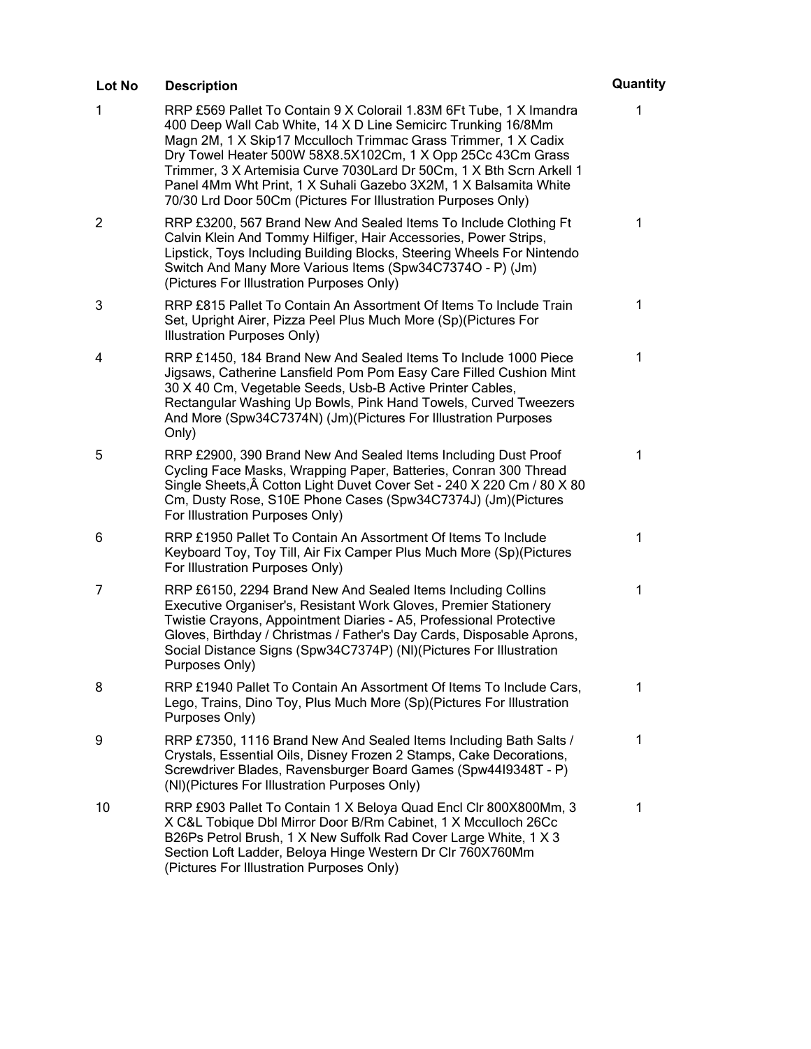| Lot No | Description | Quantity |
|---|---|---|
| 1 | RRP £569 Pallet To Contain 9 X Colorail 1.83M 6Ft Tube, 1 X Imandra 400 Deep Wall Cab White, 14 X D Line Semicirc Trunking 16/8Mm Magn 2M, 1 X Skip17 Mcculloch Trimmac Grass Trimmer, 1 X Cadix Dry Towel Heater 500W 58X8.5X102Cm, 1 X Opp 25Cc 43Cm Grass Trimmer, 3 X Artemisia Curve 7030Lard Dr 50Cm, 1 X Bth Scrn Arkell 1 Panel 4Mm Wht Print, 1 X Suhali Gazebo 3X2M, 1 X Balsamita White 70/30 Lrd Door 50Cm (Pictures For Illustration Purposes Only) | 1 |
| 2 | RRP £3200, 567 Brand New And Sealed Items To Include Clothing Ft Calvin Klein And Tommy Hilfiger, Hair Accessories, Power Strips, Lipstick, Toys Including Building Blocks, Steering Wheels For Nintendo Switch And Many More Various Items (Spw34C7374O - P) (Jm) (Pictures For Illustration Purposes Only) | 1 |
| 3 | RRP £815 Pallet To Contain An Assortment Of Items To Include Train Set, Upright Airer, Pizza Peel Plus Much More (Sp)(Pictures For Illustration Purposes Only) | 1 |
| 4 | RRP £1450, 184 Brand New And Sealed Items To Include 1000 Piece Jigsaws, Catherine Lansfield Pom Pom Easy Care Filled Cushion Mint 30 X 40 Cm, Vegetable Seeds, Usb-B Active Printer Cables, Rectangular Washing Up Bowls, Pink Hand Towels, Curved Tweezers And More (Spw34C7374N) (Jm)(Pictures For Illustration Purposes Only) | 1 |
| 5 | RRP £2900, 390 Brand New And Sealed Items Including Dust Proof Cycling Face Masks, Wrapping Paper, Batteries, Conran 300 Thread Single Sheets,Â Cotton Light Duvet Cover Set - 240 X 220 Cm / 80 X 80 Cm, Dusty Rose, S10E Phone Cases (Spw34C7374J) (Jm)(Pictures For Illustration Purposes Only) | 1 |
| 6 | RRP £1950 Pallet To Contain An Assortment Of Items To Include Keyboard Toy, Toy Till, Air Fix Camper Plus Much More (Sp)(Pictures For Illustration Purposes Only) | 1 |
| 7 | RRP £6150, 2294 Brand New And Sealed Items Including Collins Executive Organiser's, Resistant Work Gloves, Premier Stationery Twistie Crayons, Appointment Diaries - A5, Professional Protective Gloves, Birthday / Christmas / Father's Day Cards, Disposable Aprons, Social Distance Signs (Spw34C7374P) (Nl)(Pictures For Illustration Purposes Only) | 1 |
| 8 | RRP £1940 Pallet To Contain An Assortment Of Items To Include Cars, Lego, Trains, Dino Toy, Plus Much More (Sp)(Pictures For Illustration Purposes Only) | 1 |
| 9 | RRP £7350, 1116 Brand New And Sealed Items Including Bath Salts / Crystals, Essential Oils, Disney Frozen 2 Stamps, Cake Decorations, Screwdriver Blades, Ravensburger Board Games (Spw44I9348T - P) (Nl)(Pictures For Illustration Purposes Only) | 1 |
| 10 | RRP £903 Pallet To Contain 1 X Beloya Quad Encl Clr 800X800Mm, 3 X C&L Tobique Dbl Mirror Door B/Rm Cabinet, 1 X Mcculloch 26Cc B26Ps Petrol Brush, 1 X New Suffolk Rad Cover Large White, 1 X 3 Section Loft Ladder, Beloya Hinge Western Dr Clr 760X760Mm (Pictures For Illustration Purposes Only) | 1 |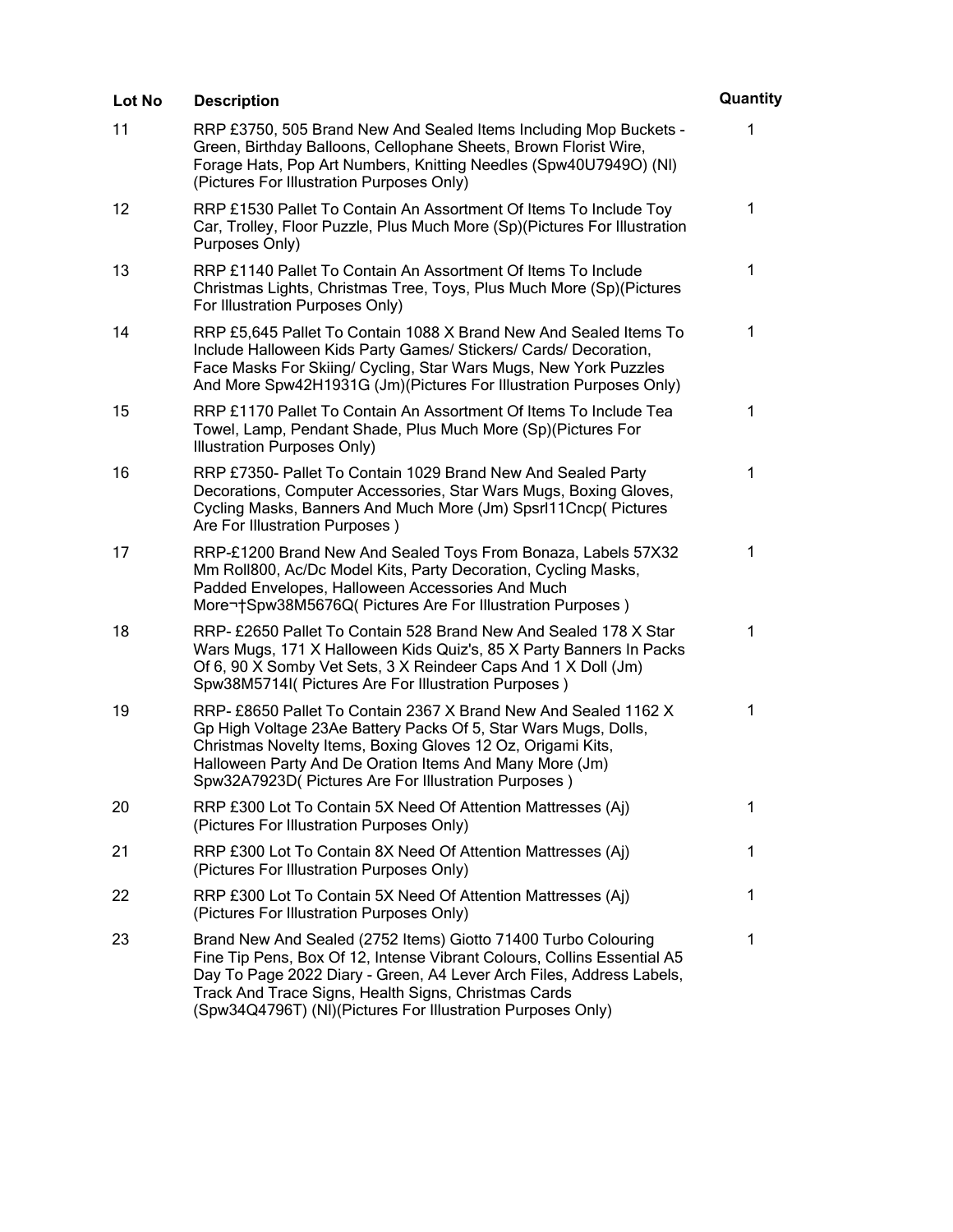| Lot No | Description | Quantity |
| --- | --- | --- |
| 11 | RRP £3750, 505 Brand New And Sealed Items Including Mop Buckets - Green, Birthday Balloons, Cellophane Sheets, Brown Florist Wire, Forage Hats, Pop Art Numbers, Knitting Needles (Spw40U7949O) (Nl) (Pictures For Illustration Purposes Only) | 1 |
| 12 | RRP £1530 Pallet To Contain An Assortment Of Items To Include Toy Car, Trolley, Floor Puzzle, Plus Much More (Sp)(Pictures For Illustration Purposes Only) | 1 |
| 13 | RRP £1140 Pallet To Contain An Assortment Of Items To Include Christmas Lights, Christmas Tree, Toys, Plus Much More (Sp)(Pictures For Illustration Purposes Only) | 1 |
| 14 | RRP £5,645 Pallet To Contain 1088 X Brand New And Sealed Items To Include Halloween Kids Party Games/ Stickers/ Cards/ Decoration, Face Masks For Skiing/ Cycling, Star Wars Mugs, New York Puzzles And More Spw42H1931G (Jm)(Pictures For Illustration Purposes Only) | 1 |
| 15 | RRP £1170 Pallet To Contain An Assortment Of Items To Include Tea Towel, Lamp, Pendant Shade, Plus Much More (Sp)(Pictures For Illustration Purposes Only) | 1 |
| 16 | RRP £7350- Pallet To Contain 1029 Brand New And Sealed Party Decorations, Computer Accessories, Star Wars Mugs, Boxing Gloves, Cycling Masks, Banners And Much More (Jm) Spsrl11Cncp( Pictures Are For Illustration Purposes ) | 1 |
| 17 | RRP-£1200 Brand New And Sealed Toys From Bonaza, Labels 57X32 Mm Roll800, Ac/Dc Model Kits, Party Decoration, Cycling Masks, Padded Envelopes, Halloween Accessories And Much More¬†Spw38M5676Q( Pictures Are For Illustration Purposes ) | 1 |
| 18 | RRP- £2650 Pallet To Contain 528 Brand New And Sealed 178 X Star Wars Mugs, 171 X Halloween Kids Quiz's, 85 X Party Banners In Packs Of 6, 90 X Somby Vet Sets, 3 X Reindeer Caps And 1 X Doll (Jm) Spw38M5714I( Pictures Are For Illustration Purposes ) | 1 |
| 19 | RRP- £8650 Pallet To Contain 2367 X Brand New And Sealed 1162 X Gp High Voltage 23Ae Battery Packs Of 5, Star Wars Mugs, Dolls, Christmas Novelty Items, Boxing Gloves 12 Oz, Origami Kits, Halloween Party And De Oration Items And Many More (Jm) Spw32A7923D( Pictures Are For Illustration Purposes ) | 1 |
| 20 | RRP £300 Lot To Contain 5X Need Of Attention Mattresses (Aj) (Pictures For Illustration Purposes Only) | 1 |
| 21 | RRP £300 Lot To Contain 8X Need Of Attention Mattresses (Aj) (Pictures For Illustration Purposes Only) | 1 |
| 22 | RRP £300 Lot To Contain 5X Need Of Attention Mattresses (Aj) (Pictures For Illustration Purposes Only) | 1 |
| 23 | Brand New And Sealed (2752 Items) Giotto 71400 Turbo Colouring Fine Tip Pens, Box Of 12, Intense Vibrant Colours, Collins Essential A5 Day To Page 2022 Diary - Green, A4 Lever Arch Files, Address Labels, Track And Trace Signs, Health Signs, Christmas Cards (Spw34Q4796T) (Nl)(Pictures For Illustration Purposes Only) | 1 |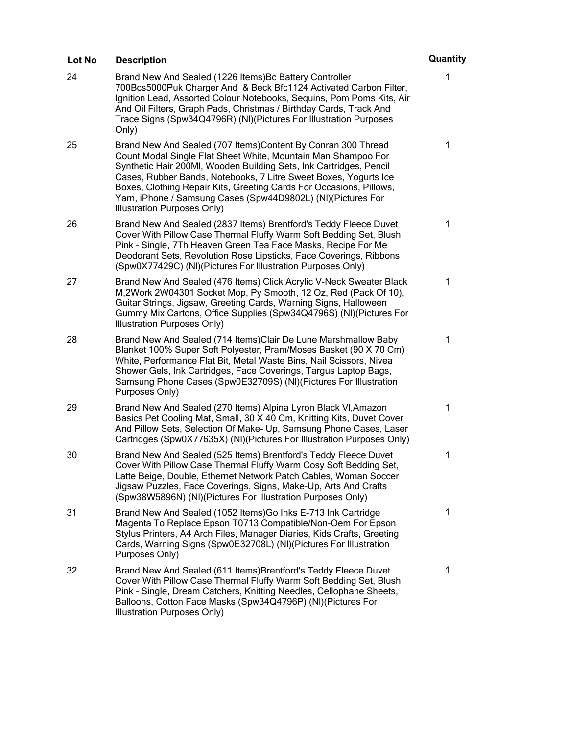| Lot No | Description | Quantity |
| --- | --- | --- |
| 24 | Brand New And Sealed (1226 Items)Bc Battery Controller 700Bcs5000Puk Charger And & Beck Bfc1124 Activated Carbon Filter, Ignition Lead, Assorted Colour Notebooks, Sequins, Pom Poms Kits, Air And Oil Filters, Graph Pads, Christmas / Birthday Cards, Track And Trace Signs (Spw34Q4796R) (Nl)(Pictures For Illustration Purposes Only) | 1 |
| 25 | Brand New And Sealed (707 Items)Content By Conran 300 Thread Count Modal Single Flat Sheet White, Mountain Man Shampoo For Synthetic Hair 200Ml, Wooden Building Sets, Ink Cartridges, Pencil Cases, Rubber Bands, Notebooks, 7 Litre Sweet Boxes, Yogurts Ice Boxes, Clothing Repair Kits, Greeting Cards For Occasions, Pillows, Yarn, iPhone / Samsung Cases (Spw44D9802L) (Nl)(Pictures For Illustration Purposes Only) | 1 |
| 26 | Brand New And Sealed (2837 Items) Brentford's Teddy Fleece Duvet Cover With Pillow Case Thermal Fluffy Warm Soft Bedding Set, Blush Pink - Single, 7Th Heaven Green Tea Face Masks, Recipe For Me Deodorant Sets, Revolution Rose Lipsticks, Face Coverings, Ribbons (Spw0X77429C) (Nl)(Pictures For Illustration Purposes Only) | 1 |
| 27 | Brand New And Sealed (476 Items) Click Acrylic V-Neck Sweater Black M,2Work 2W04301 Socket Mop, Py Smooth, 12 Oz, Red (Pack Of 10), Guitar Strings, Jigsaw, Greeting Cards, Warning Signs, Halloween Gummy Mix Cartons, Office Supplies (Spw34Q4796S) (Nl)(Pictures For Illustration Purposes Only) | 1 |
| 28 | Brand New And Sealed (714 Items)Clair De Lune Marshmallow Baby Blanket 100% Super Soft Polyester, Pram/Moses Basket (90 X 70 Cm) White, Performance Flat Bit, Metal Waste Bins, Nail Scissors, Nivea Shower Gels, Ink Cartridges, Face Coverings, Targus Laptop Bags, Samsung Phone Cases (Spw0E32709S) (Nl)(Pictures For Illustration Purposes Only) | 1 |
| 29 | Brand New And Sealed (270 Items) Alpina Lyron Black Vl,Amazon Basics Pet Cooling Mat, Small, 30 X 40 Cm, Knitting Kits, Duvet Cover And Pillow Sets, Selection Of Make- Up, Samsung Phone Cases, Laser Cartridges (Spw0X77635X) (Nl)(Pictures For Illustration Purposes Only) | 1 |
| 30 | Brand New And Sealed (525 Items) Brentford's Teddy Fleece Duvet Cover With Pillow Case Thermal Fluffy Warm Cosy Soft Bedding Set, Latte Beige, Double, Ethernet Network Patch Cables, Woman Soccer Jigsaw Puzzles, Face Coverings, Signs, Make-Up, Arts And Crafts (Spw38W5896N) (Nl)(Pictures For Illustration Purposes Only) | 1 |
| 31 | Brand New And Sealed (1052 Items)Go Inks E-713 Ink Cartridge Magenta To Replace Epson T0713 Compatible/Non-Oem For Epson Stylus Printers, A4 Arch Files, Manager Diaries, Kids Crafts, Greeting Cards, Warning Signs (Spw0E32708L) (Nl)(Pictures For Illustration Purposes Only) | 1 |
| 32 | Brand New And Sealed (611 Items)Brentford's Teddy Fleece Duvet Cover With Pillow Case Thermal Fluffy Warm Soft Bedding Set, Blush Pink - Single, Dream Catchers, Knitting Needles, Cellophane Sheets, Balloons, Cotton Face Masks (Spw34Q4796P) (Nl)(Pictures For Illustration Purposes Only) | 1 |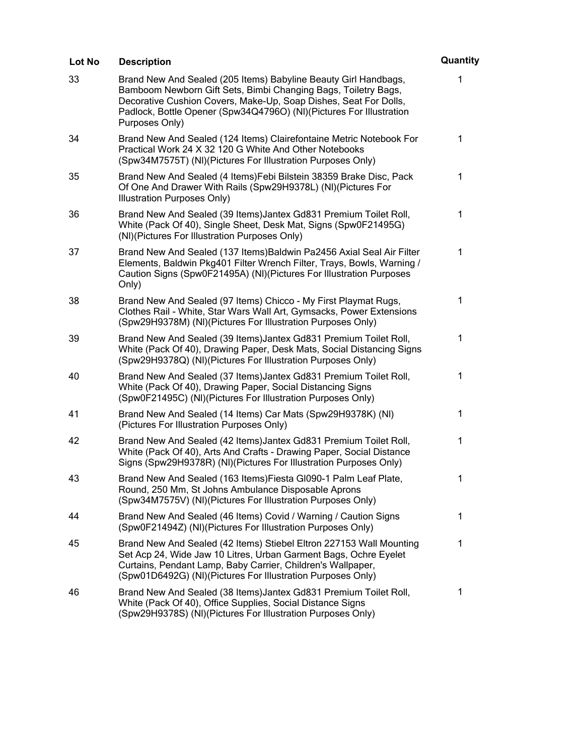| Lot No | Description | Quantity |
|---|---|---|
| 33 | Brand New And Sealed (205 Items) Babyline Beauty Girl Handbags, Bamboom Newborn Gift Sets, Bimbi Changing Bags, Toiletry Bags, Decorative Cushion Covers, Make-Up, Soap Dishes, Seat For Dolls, Padlock, Bottle Opener (Spw34Q4796O) (Nl)(Pictures For Illustration Purposes Only) | 1 |
| 34 | Brand New And Sealed (124 Items) Clairefontaine Metric Notebook For Practical Work 24 X 32 120 G White And Other Notebooks (Spw34M7575T) (Nl)(Pictures For Illustration Purposes Only) | 1 |
| 35 | Brand New And Sealed (4 Items)Febi Bilstein 38359 Brake Disc, Pack Of One And Drawer With Rails (Spw29H9378L) (Nl)(Pictures For Illustration Purposes Only) | 1 |
| 36 | Brand New And Sealed (39 Items)Jantex Gd831 Premium Toilet Roll, White (Pack Of 40), Single Sheet, Desk Mat, Signs (Spw0F21495G) (Nl)(Pictures For Illustration Purposes Only) | 1 |
| 37 | Brand New And Sealed (137 Items)Baldwin Pa2456 Axial Seal Air Filter Elements, Baldwin Pkg401 Filter Wrench Filter, Trays, Bowls, Warning / Caution Signs (Spw0F21495A) (Nl)(Pictures For Illustration Purposes Only) | 1 |
| 38 | Brand New And Sealed (97 Items) Chicco - My First Playmat Rugs, Clothes Rail - White, Star Wars Wall Art, Gymsacks, Power Extensions (Spw29H9378M) (Nl)(Pictures For Illustration Purposes Only) | 1 |
| 39 | Brand New And Sealed (39 Items)Jantex Gd831 Premium Toilet Roll, White (Pack Of 40), Drawing Paper, Desk Mats, Social Distancing Signs (Spw29H9378Q) (Nl)(Pictures For Illustration Purposes Only) | 1 |
| 40 | Brand New And Sealed (37 Items)Jantex Gd831 Premium Toilet Roll, White (Pack Of 40), Drawing Paper, Social Distancing Signs (Spw0F21495C) (Nl)(Pictures For Illustration Purposes Only) | 1 |
| 41 | Brand New And Sealed (14 Items) Car Mats (Spw29H9378K) (Nl) (Pictures For Illustration Purposes Only) | 1 |
| 42 | Brand New And Sealed (42 Items)Jantex Gd831 Premium Toilet Roll, White (Pack Of 40), Arts And Crafts - Drawing Paper, Social Distance Signs (Spw29H9378R) (Nl)(Pictures For Illustration Purposes Only) | 1 |
| 43 | Brand New And Sealed (163 Items)Fiesta Gl090-1 Palm Leaf Plate, Round, 250 Mm, St Johns Ambulance Disposable Aprons (Spw34M7575V) (Nl)(Pictures For Illustration Purposes Only) | 1 |
| 44 | Brand New And Sealed (46 Items) Covid / Warning / Caution Signs (Spw0F21494Z) (Nl)(Pictures For Illustration Purposes Only) | 1 |
| 45 | Brand New And Sealed (42 Items) Stiebel Eltron 227153 Wall Mounting Set Acp 24, Wide Jaw 10 Litres, Urban Garment Bags, Ochre Eyelet Curtains, Pendant Lamp, Baby Carrier, Children's Wallpaper, (Spw01D6492G) (Nl)(Pictures For Illustration Purposes Only) | 1 |
| 46 | Brand New And Sealed (38 Items)Jantex Gd831 Premium Toilet Roll, White (Pack Of 40), Office Supplies, Social Distance Signs (Spw29H9378S) (Nl)(Pictures For Illustration Purposes Only) | 1 |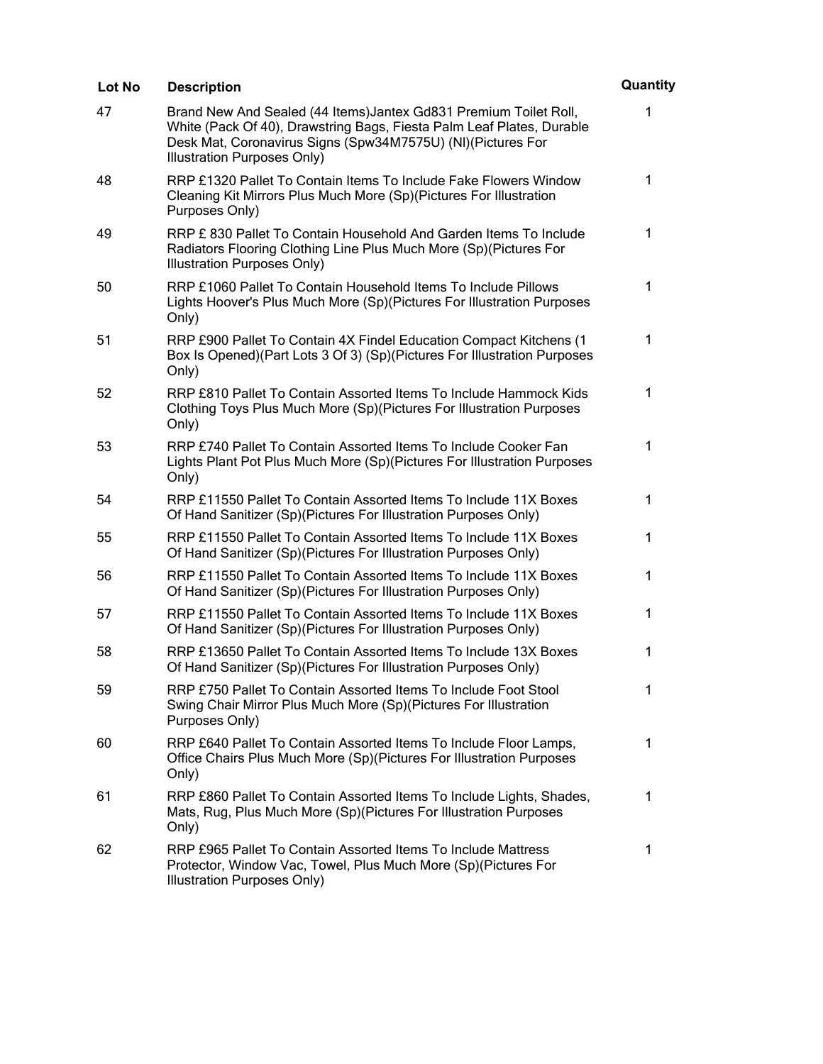| Lot No | Description | Quantity |
| --- | --- | --- |
| 47 | Brand New And Sealed (44 Items)Jantex Gd831 Premium Toilet Roll, White (Pack Of 40), Drawstring Bags, Fiesta Palm Leaf Plates, Durable Desk Mat, Coronavirus Signs (Spw34M7575U) (Nl)(Pictures For Illustration Purposes Only) | 1 |
| 48 | RRP £1320 Pallet To Contain Items To Include Fake Flowers Window Cleaning Kit Mirrors Plus Much More (Sp)(Pictures For Illustration Purposes Only) | 1 |
| 49 | RRP £ 830 Pallet To Contain Household And Garden Items To Include Radiators Flooring Clothing Line Plus Much More (Sp)(Pictures For Illustration Purposes Only) | 1 |
| 50 | RRP £1060 Pallet To Contain Household Items To Include Pillows Lights Hoover's Plus Much More (Sp)(Pictures For Illustration Purposes Only) | 1 |
| 51 | RRP £900 Pallet To Contain 4X Findel Education Compact Kitchens (1 Box Is Opened)(Part Lots 3 Of 3) (Sp)(Pictures For Illustration Purposes Only) | 1 |
| 52 | RRP £810 Pallet To Contain Assorted Items To Include Hammock Kids Clothing Toys Plus Much More (Sp)(Pictures For Illustration Purposes Only) | 1 |
| 53 | RRP £740 Pallet To Contain Assorted Items To Include Cooker Fan Lights Plant Pot Plus Much More (Sp)(Pictures For Illustration Purposes Only) | 1 |
| 54 | RRP £11550 Pallet To Contain Assorted Items To Include 11X Boxes Of Hand Sanitizer (Sp)(Pictures For Illustration Purposes Only) | 1 |
| 55 | RRP £11550 Pallet To Contain Assorted Items To Include 11X Boxes Of Hand Sanitizer (Sp)(Pictures For Illustration Purposes Only) | 1 |
| 56 | RRP £11550 Pallet To Contain Assorted Items To Include 11X Boxes Of Hand Sanitizer (Sp)(Pictures For Illustration Purposes Only) | 1 |
| 57 | RRP £11550 Pallet To Contain Assorted Items To Include 11X Boxes Of Hand Sanitizer (Sp)(Pictures For Illustration Purposes Only) | 1 |
| 58 | RRP £13650 Pallet To Contain Assorted Items To Include 13X Boxes Of Hand Sanitizer (Sp)(Pictures For Illustration Purposes Only) | 1 |
| 59 | RRP £750 Pallet To Contain Assorted Items To Include Foot Stool Swing Chair Mirror Plus Much More (Sp)(Pictures For Illustration Purposes Only) | 1 |
| 60 | RRP £640 Pallet To Contain Assorted Items To Include Floor Lamps, Office Chairs Plus Much More (Sp)(Pictures For Illustration Purposes Only) | 1 |
| 61 | RRP £860 Pallet To Contain Assorted Items To Include Lights, Shades, Mats, Rug, Plus Much More (Sp)(Pictures For Illustration Purposes Only) | 1 |
| 62 | RRP £965 Pallet To Contain Assorted Items To Include Mattress Protector, Window Vac, Towel, Plus Much More (Sp)(Pictures For Illustration Purposes Only) | 1 |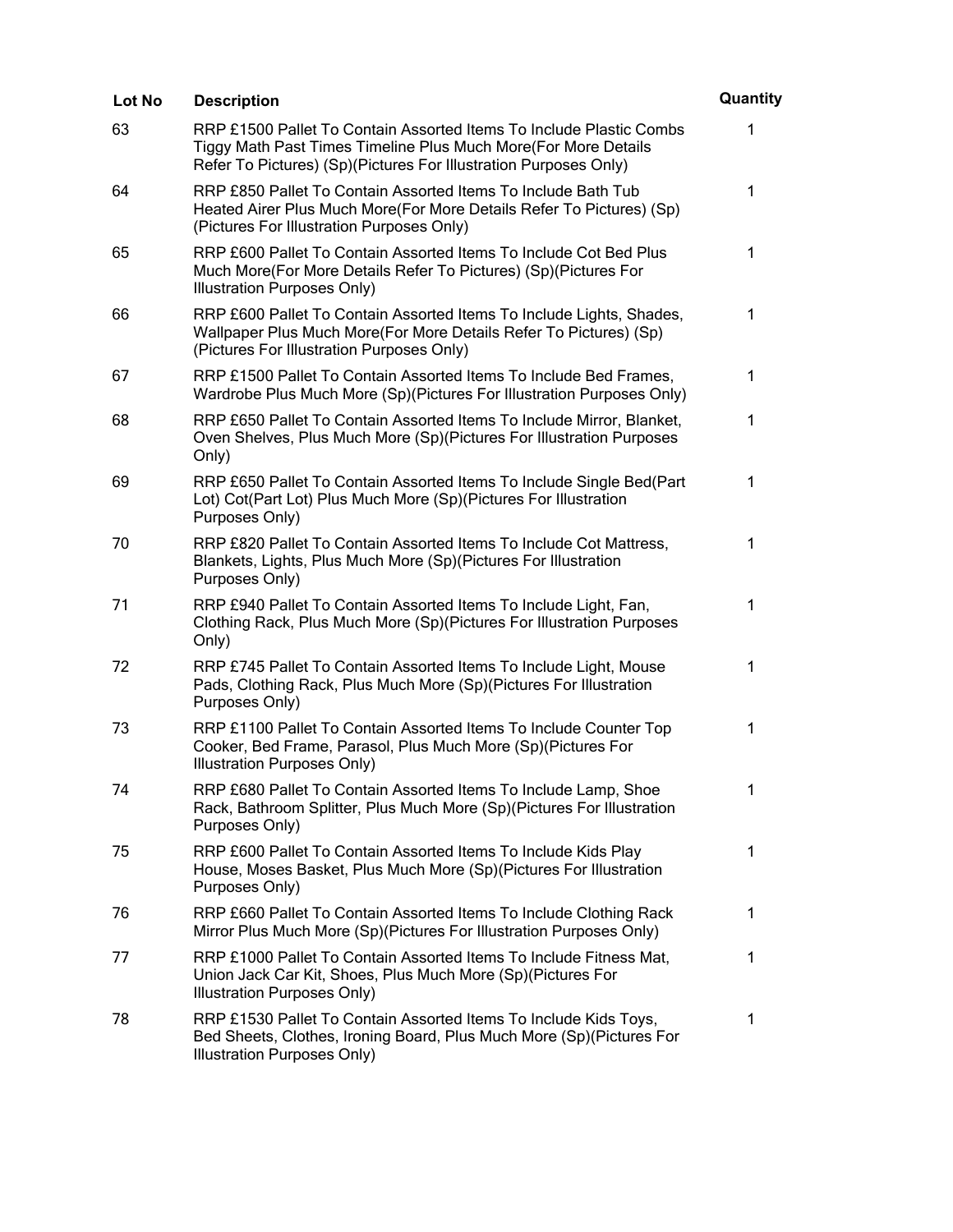| Lot No | Description | Quantity |
|---|---|---|
| 63 | RRP £1500 Pallet To Contain Assorted Items To Include Plastic Combs Tiggy Math Past Times Timeline Plus Much More(For More Details Refer To Pictures) (Sp)(Pictures For Illustration Purposes Only) | 1 |
| 64 | RRP £850 Pallet To Contain Assorted Items To Include Bath Tub Heated Airer Plus Much More(For More Details Refer To Pictures) (Sp)(Pictures For Illustration Purposes Only) | 1 |
| 65 | RRP £600 Pallet To Contain Assorted Items To Include Cot Bed Plus Much More(For More Details Refer To Pictures) (Sp)(Pictures For Illustration Purposes Only) | 1 |
| 66 | RRP £600 Pallet To Contain Assorted Items To Include Lights, Shades, Wallpaper Plus Much More(For More Details Refer To Pictures) (Sp)(Pictures For Illustration Purposes Only) | 1 |
| 67 | RRP £1500 Pallet To Contain Assorted Items To Include Bed Frames, Wardrobe Plus Much More (Sp)(Pictures For Illustration Purposes Only) | 1 |
| 68 | RRP £650 Pallet To Contain Assorted Items To Include Mirror, Blanket, Oven Shelves, Plus Much More (Sp)(Pictures For Illustration Purposes Only) | 1 |
| 69 | RRP £650 Pallet To Contain Assorted Items To Include Single Bed(Part Lot) Cot(Part Lot) Plus Much More (Sp)(Pictures For Illustration Purposes Only) | 1 |
| 70 | RRP £820 Pallet To Contain Assorted Items To Include Cot Mattress, Blankets, Lights, Plus Much More (Sp)(Pictures For Illustration Purposes Only) | 1 |
| 71 | RRP £940 Pallet To Contain Assorted Items To Include Light, Fan, Clothing Rack, Plus Much More (Sp)(Pictures For Illustration Purposes Only) | 1 |
| 72 | RRP £745 Pallet To Contain Assorted Items To Include Light, Mouse Pads, Clothing Rack, Plus Much More (Sp)(Pictures For Illustration Purposes Only) | 1 |
| 73 | RRP £1100 Pallet To Contain Assorted Items To Include Counter Top Cooker, Bed Frame, Parasol, Plus Much More (Sp)(Pictures For Illustration Purposes Only) | 1 |
| 74 | RRP £680 Pallet To Contain Assorted Items To Include Lamp, Shoe Rack, Bathroom Splitter, Plus Much More (Sp)(Pictures For Illustration Purposes Only) | 1 |
| 75 | RRP £600 Pallet To Contain Assorted Items To Include Kids Play House, Moses Basket, Plus Much More (Sp)(Pictures For Illustration Purposes Only) | 1 |
| 76 | RRP £660 Pallet To Contain Assorted Items To Include Clothing Rack Mirror Plus Much More (Sp)(Pictures For Illustration Purposes Only) | 1 |
| 77 | RRP £1000 Pallet To Contain Assorted Items To Include Fitness Mat, Union Jack Car Kit, Shoes, Plus Much More (Sp)(Pictures For Illustration Purposes Only) | 1 |
| 78 | RRP £1530 Pallet To Contain Assorted Items To Include Kids Toys, Bed Sheets, Clothes, Ironing Board, Plus Much More (Sp)(Pictures For Illustration Purposes Only) | 1 |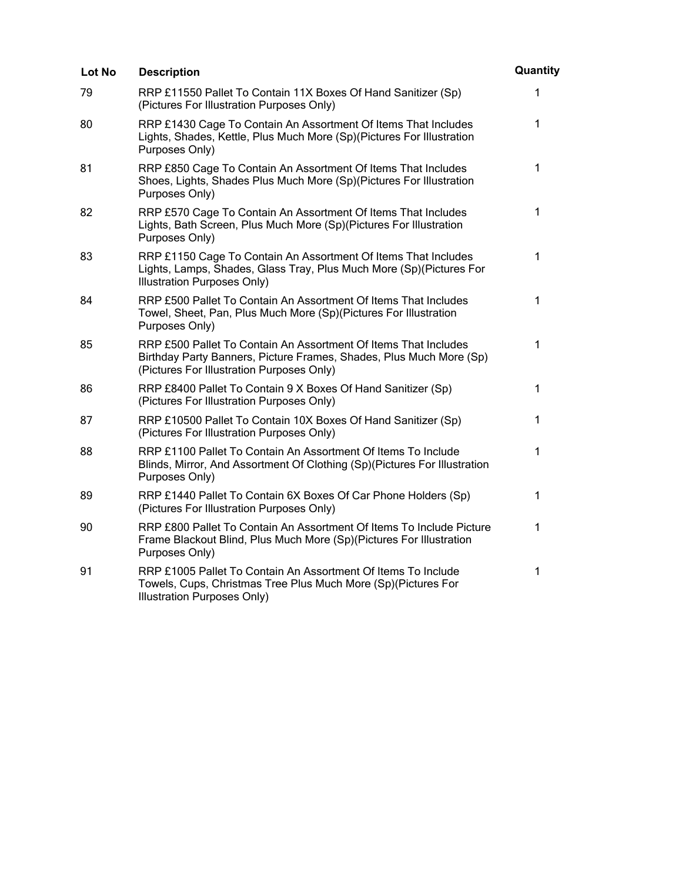| Lot No | Description | Quantity |
| --- | --- | --- |
| 79 | RRP £11550 Pallet To Contain 11X Boxes Of Hand Sanitizer (Sp) (Pictures For Illustration Purposes Only) | 1 |
| 80 | RRP £1430 Cage To Contain An Assortment Of Items That Includes Lights, Shades, Kettle, Plus Much More (Sp)(Pictures For Illustration Purposes Only) | 1 |
| 81 | RRP £850 Cage To Contain An Assortment Of Items That Includes Shoes, Lights, Shades Plus Much More (Sp)(Pictures For Illustration Purposes Only) | 1 |
| 82 | RRP £570 Cage To Contain An Assortment Of Items That Includes Lights, Bath Screen, Plus Much More (Sp)(Pictures For Illustration Purposes Only) | 1 |
| 83 | RRP £1150 Cage To Contain An Assortment Of Items That Includes Lights, Lamps, Shades, Glass Tray, Plus Much More (Sp)(Pictures For Illustration Purposes Only) | 1 |
| 84 | RRP £500 Pallet To Contain An Assortment Of Items That Includes Towel, Sheet, Pan, Plus Much More (Sp)(Pictures For Illustration Purposes Only) | 1 |
| 85 | RRP £500 Pallet To Contain An Assortment Of Items That Includes Birthday Party Banners, Picture Frames, Shades, Plus Much More (Sp) (Pictures For Illustration Purposes Only) | 1 |
| 86 | RRP £8400 Pallet To Contain 9 X Boxes Of Hand Sanitizer (Sp) (Pictures For Illustration Purposes Only) | 1 |
| 87 | RRP £10500 Pallet To Contain 10X Boxes Of Hand Sanitizer (Sp) (Pictures For Illustration Purposes Only) | 1 |
| 88 | RRP £1100 Pallet To Contain An Assortment Of Items To Include Blinds, Mirror, And Assortment Of Clothing (Sp)(Pictures For Illustration Purposes Only) | 1 |
| 89 | RRP £1440 Pallet To Contain 6X Boxes Of Car Phone Holders (Sp) (Pictures For Illustration Purposes Only) | 1 |
| 90 | RRP £800 Pallet To Contain An Assortment Of Items To Include Picture Frame Blackout Blind, Plus Much More (Sp)(Pictures For Illustration Purposes Only) | 1 |
| 91 | RRP £1005 Pallet To Contain An Assortment Of Items To Include Towels, Cups, Christmas Tree Plus Much More (Sp)(Pictures For Illustration Purposes Only) | 1 |